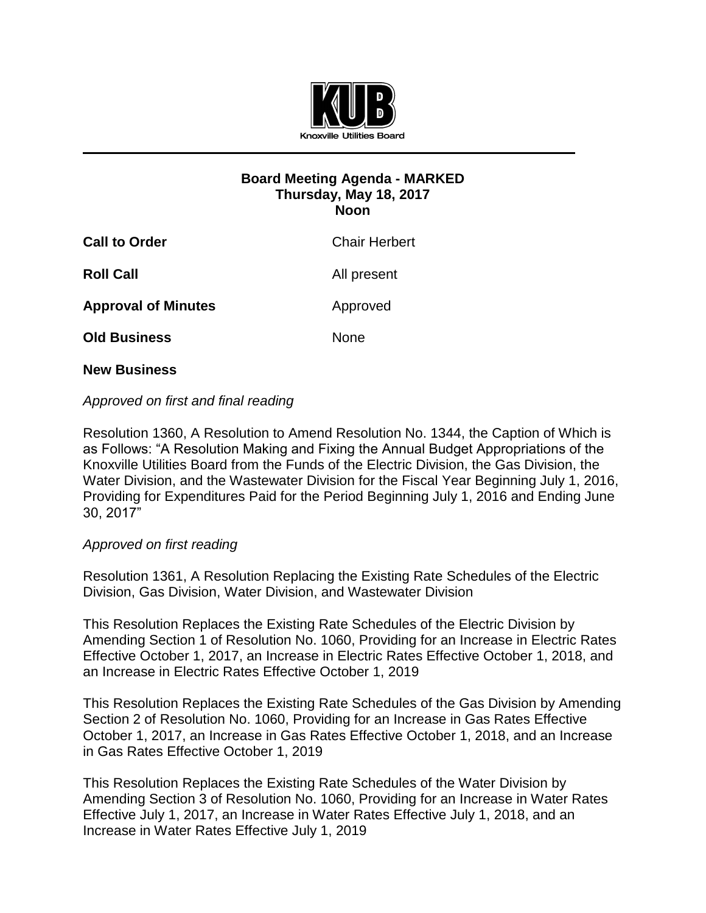KUB
Knoxville Utilities Board

**Board Meeting Agenda - MARKED**
**Thursday, May 18, 2017**
**Noon**

**Call to Order** Chair Herbert

**Roll Call** All present

**Approval of Minutes** Approved

**Old Business** None

**New Business**

*Approved on first and final reading*

Resolution 1360, A Resolution to Amend Resolution No. 1344, the Caption of Which is as Follows: "A Resolution Making and Fixing the Annual Budget Appropriations of the Knoxville Utilities Board from the Funds of the Electric Division, the Gas Division, the Water Division, and the Wastewater Division for the Fiscal Year Beginning July 1, 2016, Providing for Expenditures Paid for the Period Beginning July 1, 2016 and Ending June 30, 2017"

*Approved on first reading*

Resolution 1361, A Resolution Replacing the Existing Rate Schedules of the Electric Division, Gas Division, Water Division, and Wastewater Division

This Resolution Replaces the Existing Rate Schedules of the Electric Division by Amending Section 1 of Resolution No. 1060, Providing for an Increase in Electric Rates Effective October 1, 2017, an Increase in Electric Rates Effective October 1, 2018, and an Increase in Electric Rates Effective October 1, 2019

This Resolution Replaces the Existing Rate Schedules of the Gas Division by Amending Section 2 of Resolution No. 1060, Providing for an Increase in Gas Rates Effective October 1, 2017, an Increase in Gas Rates Effective October 1, 2018, and an Increase in Gas Rates Effective October 1, 2019

This Resolution Replaces the Existing Rate Schedules of the Water Division by Amending Section 3 of Resolution No. 1060, Providing for an Increase in Water Rates Effective July 1, 2017, an Increase in Water Rates Effective July 1, 2018, and an Increase in Water Rates Effective July 1, 2019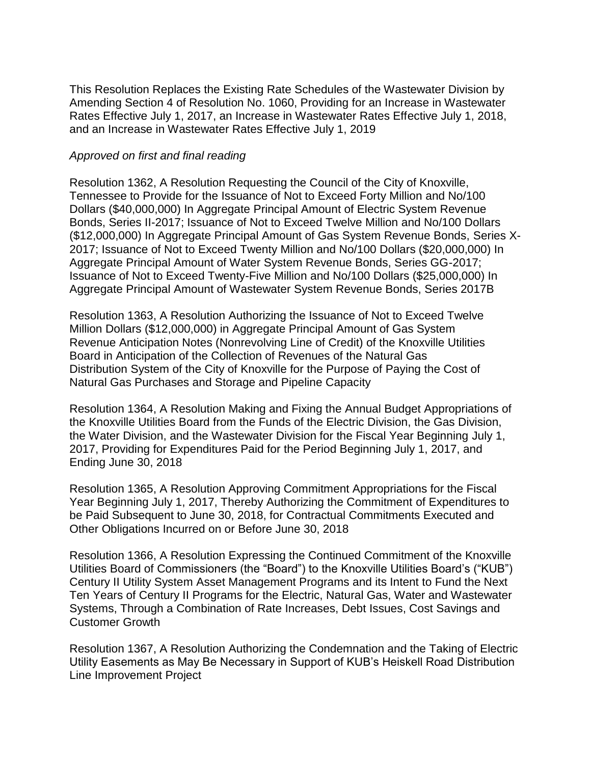This Resolution Replaces the Existing Rate Schedules of the Wastewater Division by Amending Section 4 of Resolution No. 1060, Providing for an Increase in Wastewater Rates Effective July 1, 2017, an Increase in Wastewater Rates Effective July 1, 2018, and an Increase in Wastewater Rates Effective July 1, 2019

*Approved on first and final reading*

Resolution 1362, A Resolution Requesting the Council of the City of Knoxville, Tennessee to Provide for the Issuance of Not to Exceed Forty Million and No/100 Dollars ($40,000,000) In Aggregate Principal Amount of Electric System Revenue Bonds, Series II-2017; Issuance of Not to Exceed Twelve Million and No/100 Dollars ($12,000,000) In Aggregate Principal Amount of Gas System Revenue Bonds, Series X-2017; Issuance of Not to Exceed Twenty Million and No/100 Dollars ($20,000,000) In Aggregate Principal Amount of Water System Revenue Bonds, Series GG-2017; Issuance of Not to Exceed Twenty-Five Million and No/100 Dollars ($25,000,000) In Aggregate Principal Amount of Wastewater System Revenue Bonds, Series 2017B

Resolution 1363, A Resolution Authorizing the Issuance of Not to Exceed Twelve Million Dollars ($12,000,000) in Aggregate Principal Amount of Gas System Revenue Anticipation Notes (Nonrevolving Line of Credit) of the Knoxville Utilities Board in Anticipation of the Collection of Revenues of the Natural Gas Distribution System of the City of Knoxville for the Purpose of Paying the Cost of Natural Gas Purchases and Storage and Pipeline Capacity

Resolution 1364, A Resolution Making and Fixing the Annual Budget Appropriations of the Knoxville Utilities Board from the Funds of the Electric Division, the Gas Division, the Water Division, and the Wastewater Division for the Fiscal Year Beginning July 1, 2017, Providing for Expenditures Paid for the Period Beginning July 1, 2017, and Ending June 30, 2018

Resolution 1365, A Resolution Approving Commitment Appropriations for the Fiscal Year Beginning July 1, 2017, Thereby Authorizing the Commitment of Expenditures to be Paid Subsequent to June 30, 2018, for Contractual Commitments Executed and Other Obligations Incurred on or Before June 30, 2018

Resolution 1366, A Resolution Expressing the Continued Commitment of the Knoxville Utilities Board of Commissioners (the "Board") to the Knoxville Utilities Board's ("KUB") Century II Utility System Asset Management Programs and its Intent to Fund the Next Ten Years of Century II Programs for the Electric, Natural Gas, Water and Wastewater Systems, Through a Combination of Rate Increases, Debt Issues, Cost Savings and Customer Growth

Resolution 1367, A Resolution Authorizing the Condemnation and the Taking of Electric Utility Easements as May Be Necessary in Support of KUB's Heiskell Road Distribution Line Improvement Project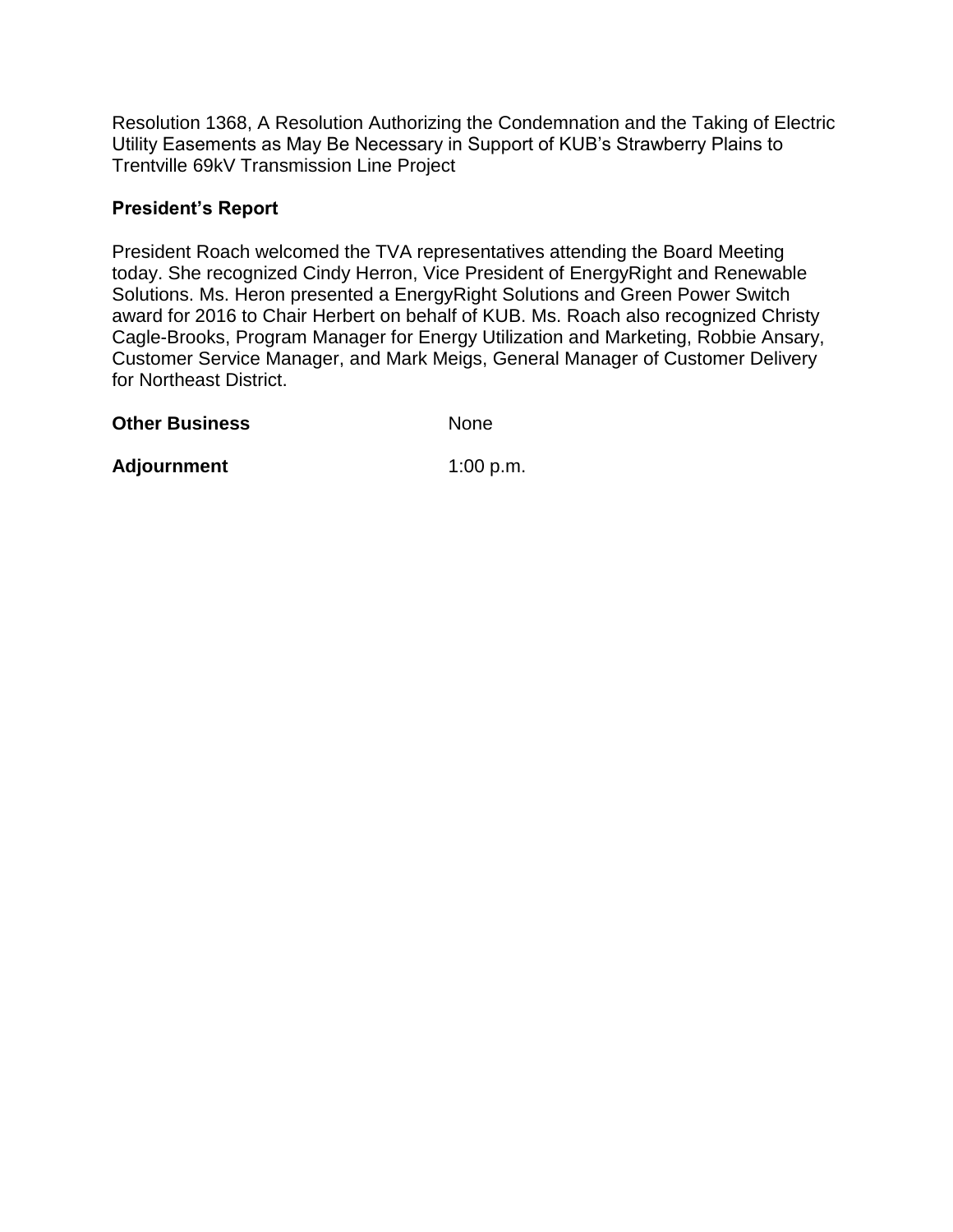Resolution 1368, A Resolution Authorizing the Condemnation and the Taking of Electric Utility Easements as May Be Necessary in Support of KUB's Strawberry Plains to Trentville 69kV Transmission Line Project

**President's Report**

President Roach welcomed the TVA representatives attending the Board Meeting today. She recognized Cindy Herron, Vice President of EnergyRight and Renewable Solutions. Ms. Heron presented a EnergyRight Solutions and Green Power Switch award for 2016 to Chair Herbert on behalf of KUB. Ms. Roach also recognized Christy Cagle-Brooks, Program Manager for Energy Utilization and Marketing, Robbie Ansary, Customer Service Manager, and Mark Meigs, General Manager of Customer Delivery for Northeast District.

**Other Business** None

**Adjournment** 1:00 p.m.